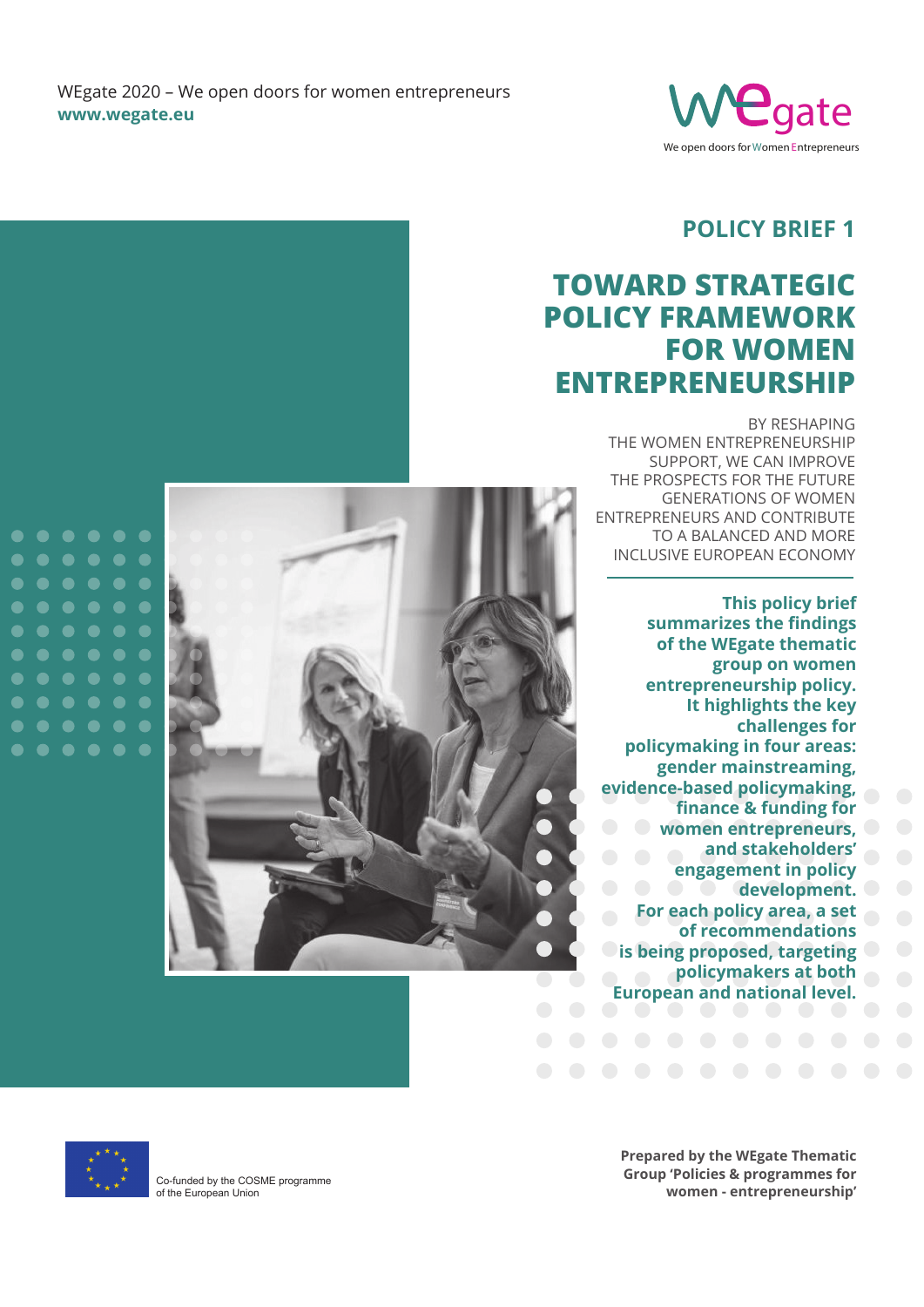WEgate 2020 – We open doors for women entrepreneurs
**www.wegate.eu**

WEgate
We open doors for Women Entrepreneurs

## POLICY BRIEF 1

# TOWARD STRATEGIC POLICY FRAMEWORK FOR WOMEN ENTREPRENEURSHIP

BY RESHAPING THE WOMEN ENTREPRENEURSHIP SUPPORT, WE CAN IMPROVE THE PROSPECTS FOR THE FUTURE GENERATIONS OF WOMEN ENTREPRENEURS AND CONTRIBUTE TO A BALANCED AND MORE INCLUSIVE EUROPEAN ECONOMY

**This policy brief summarizes the findings of the WEgate thematic group on women entrepreneurship policy. It highlights the key challenges for policymaking in four areas: gender mainstreaming, evidence-based policymaking, finance & funding for women entrepreneurs, and stakeholders' engagement in policy development. For each policy area, a set of recommendations is being proposed, targeting policymakers at both European and national level.**

Co-funded by the COSME programme of the European Union

**Prepared by the WEgate Thematic Group 'Policies & programmes for women - entrepreneurship'**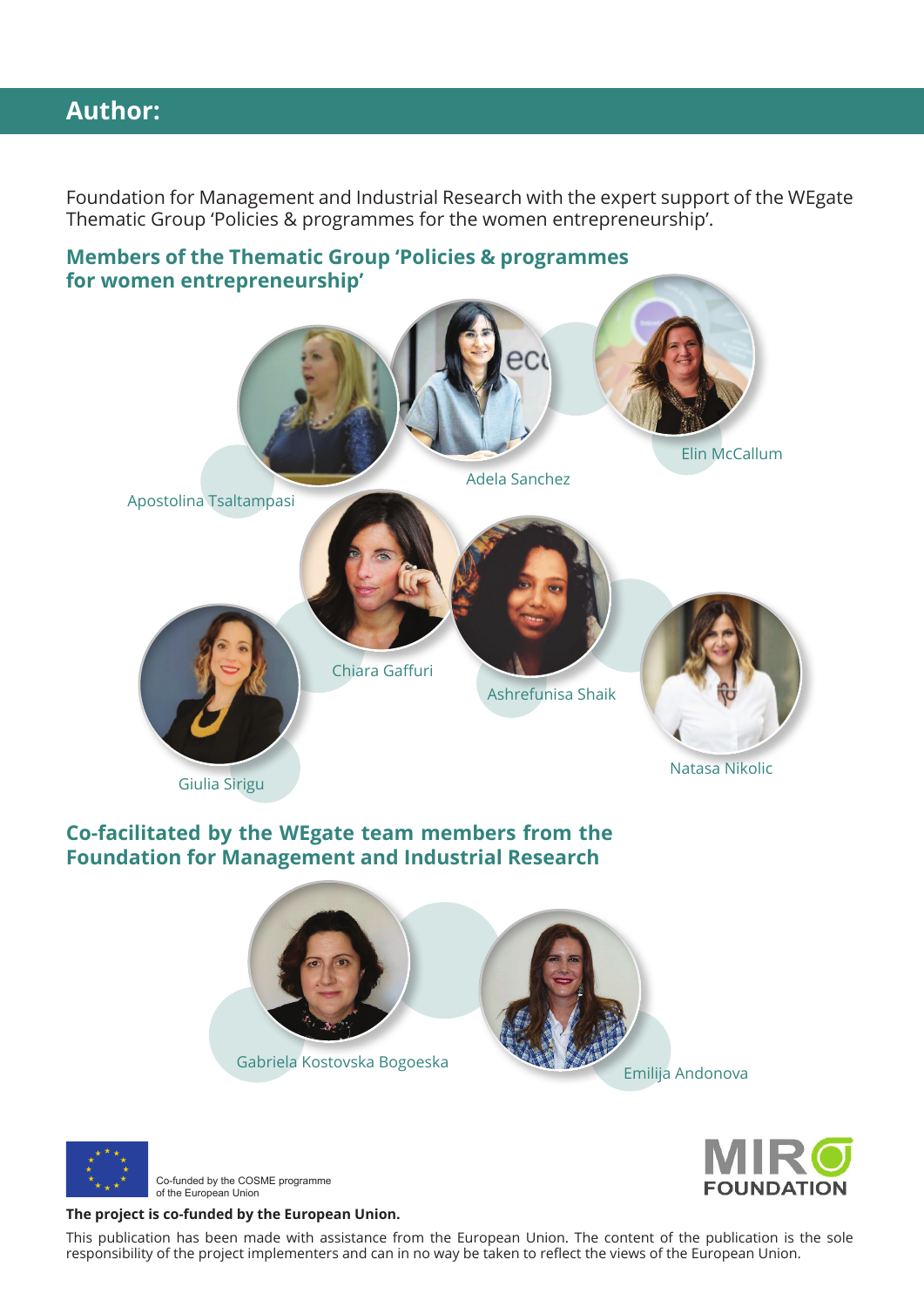## Author:

Foundation for Management and Industrial Research with the expert support of the WEgate Thematic Group 'Policies & programmes for the women entrepreneurship'.

### Members of the Thematic Group 'Policies & programmes for women entrepreneurship'

Apostolina Tsaltampasi

Adela Sanchez

Elin McCallum

Chiara Gaffuri

Ashrefunisa Shaik

Giulia Sirigu

Natasa Nikolic

### Co-facilitated by the WEgate team members from the Foundation for Management and Industrial Research

Gabriela Kostovska Bogoeska

Emilija Andonova

Co-funded by the COSME programme of the European Union

MIR FOUNDATION

**The project is co-funded by the European Union.**

This publication has been made with assistance from the European Union. The content of the publication is the sole responsibility of the project implementers and can in no way be taken to reflect the views of the European Union.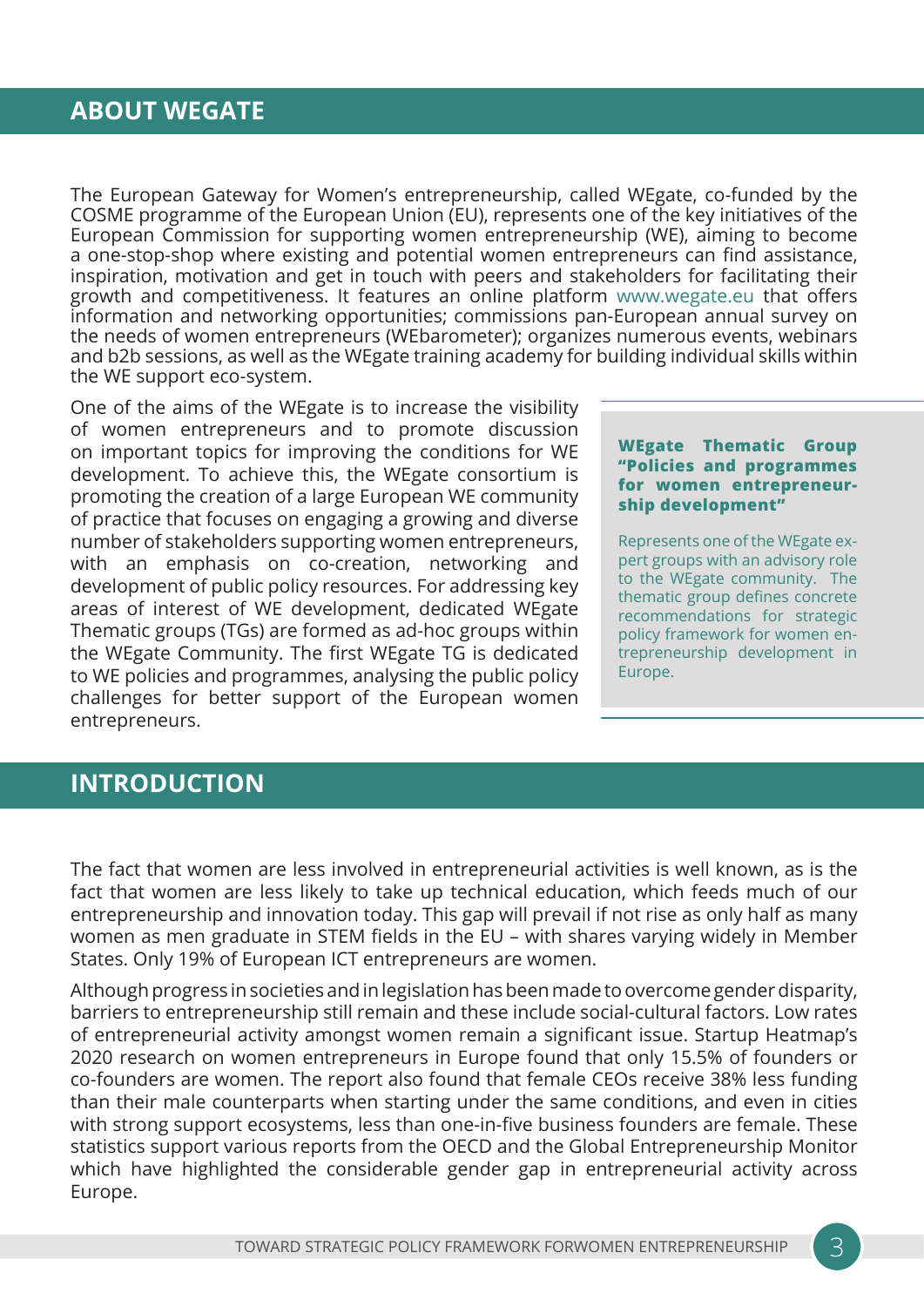## ABOUT WEGATE

The European Gateway for Women's entrepreneurship, called WEgate, co-funded by the COSME programme of the European Union (EU), represents one of the key initiatives of the European Commission for supporting women entrepreneurship (WE), aiming to become a one-stop-shop where existing and potential women entrepreneurs can find assistance, inspiration, motivation and get in touch with peers and stakeholders for facilitating their growth and competitiveness. It features an online platform www.wegate.eu that offers information and networking opportunities; commissions pan-European annual survey on the needs of women entrepreneurs (WEbarometer); organizes numerous events, webinars and b2b sessions, as well as the WEgate training academy for building individual skills within the WE support eco-system.

One of the aims of the WEgate is to increase the visibility of women entrepreneurs and to promote discussion on important topics for improving the conditions for WE development. To achieve this, the WEgate consortium is promoting the creation of a large European WE community of practice that focuses on engaging a growing and diverse number of stakeholders supporting women entrepreneurs, with an emphasis on co-creation, networking and development of public policy resources. For addressing key areas of interest of WE development, dedicated WEgate Thematic groups (TGs) are formed as ad-hoc groups within the WEgate Community. The first WEgate TG is dedicated to WE policies and programmes, analysing the public policy challenges for better support of the European women entrepreneurs.

**WEgate Thematic Group "Policies and programmes for women entrepreneurship development"**

Represents one of the WEgate expert groups with an advisory role to the WEgate community. The thematic group defines concrete recommendations for strategic policy framework for women entrepreneurship development in Europe.

## INTRODUCTION

The fact that women are less involved in entrepreneurial activities is well known, as is the fact that women are less likely to take up technical education, which feeds much of our entrepreneurship and innovation today. This gap will prevail if not rise as only half as many women as men graduate in STEM fields in the EU – with shares varying widely in Member States. Only 19% of European ICT entrepreneurs are women.

Although progress in societies and in legislation has been made to overcome gender disparity, barriers to entrepreneurship still remain and these include social-cultural factors. Low rates of entrepreneurial activity amongst women remain a significant issue. Startup Heatmap's 2020 research on women entrepreneurs in Europe found that only 15.5% of founders or co-founders are women. The report also found that female CEOs receive 38% less funding than their male counterparts when starting under the same conditions, and even in cities with strong support ecosystems, less than one-in-five business founders are female. These statistics support various reports from the OECD and the Global Entrepreneurship Monitor which have highlighted the considerable gender gap in entrepreneurial activity across Europe.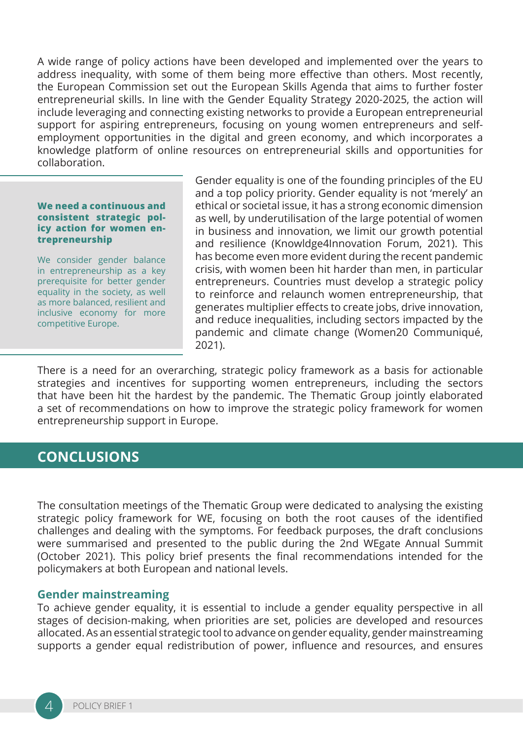A wide range of policy actions have been developed and implemented over the years to address inequality, with some of them being more effective than others. Most recently, the European Commission set out the European Skills Agenda that aims to further foster entrepreneurial skills. In line with the Gender Equality Strategy 2020-2025, the action will include leveraging and connecting existing networks to provide a European entrepreneurial support for aspiring entrepreneurs, focusing on young women entrepreneurs and self-employment opportunities in the digital and green economy, and which incorporates a knowledge platform of online resources on entrepreneurial skills and opportunities for collaboration.

**We need a continuous and consistent strategic policy action for women entrepreneurship**

We consider gender balance in entrepreneurship as a key prerequisite for better gender equality in the society, as well as more balanced, resilient and inclusive economy for more competitive Europe.

Gender equality is one of the founding principles of the EU and a top policy priority. Gender equality is not 'merely' an ethical or societal issue, it has a strong economic dimension as well, by underutilisation of the large potential of women in business and innovation, we limit our growth potential and resilience (Knowldge4Innovation Forum, 2021). This has become even more evident during the recent pandemic crisis, with women been hit harder than men, in particular entrepreneurs. Countries must develop a strategic policy to reinforce and relaunch women entrepreneurship, that generates multiplier effects to create jobs, drive innovation, and reduce inequalities, including sectors impacted by the pandemic and climate change (Women20 Communiqué, 2021).

There is a need for an overarching, strategic policy framework as a basis for actionable strategies and incentives for supporting women entrepreneurs, including the sectors that have been hit the hardest by the pandemic. The Thematic Group jointly elaborated a set of recommendations on how to improve the strategic policy framework for women entrepreneurship support in Europe.

## CONCLUSIONS

The consultation meetings of the Thematic Group were dedicated to analysing the existing strategic policy framework for WE, focusing on both the root causes of the identified challenges and dealing with the symptoms. For feedback purposes, the draft conclusions were summarised and presented to the public during the 2nd WEgate Annual Summit (October 2021). This policy brief presents the final recommendations intended for the policymakers at both European and national levels.

### Gender mainstreaming

To achieve gender equality, it is essential to include a gender equality perspective in all stages of decision-making, when priorities are set, policies are developed and resources allocated. As an essential strategic tool to advance on gender equality, gender mainstreaming supports a gender equal redistribution of power, influence and resources, and ensures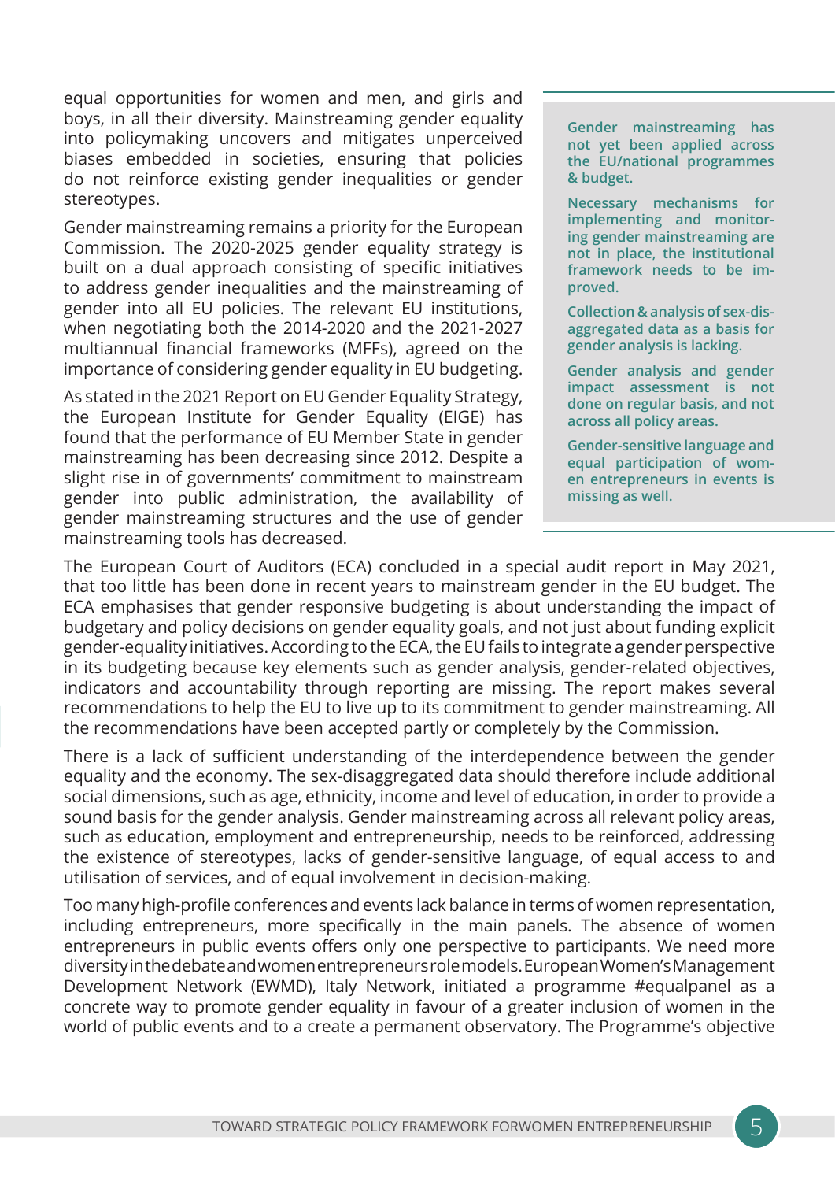equal opportunities for women and men, and girls and boys, in all their diversity. Mainstreaming gender equality into policymaking uncovers and mitigates unperceived biases embedded in societies, ensuring that policies do not reinforce existing gender inequalities or gender stereotypes.

Gender mainstreaming remains a priority for the European Commission. The 2020-2025 gender equality strategy is built on a dual approach consisting of specific initiatives to address gender inequalities and the mainstreaming of gender into all EU policies. The relevant EU institutions, when negotiating both the 2014-2020 and the 2021-2027 multiannual financial frameworks (MFFs), agreed on the importance of considering gender equality in EU budgeting.

As stated in the 2021 Report on EU Gender Equality Strategy, the European Institute for Gender Equality (EIGE) has found that the performance of EU Member State in gender mainstreaming has been decreasing since 2012. Despite a slight rise in of governments' commitment to mainstream gender into public administration, the availability of gender mainstreaming structures and the use of gender mainstreaming tools has decreased.

> **Gender mainstreaming has not yet been applied across the EU/national programmes & budget.**
>
> **Necessary mechanisms for implementing and monitoring gender mainstreaming are not in place, the institutional framework needs to be improved.**
>
> **Collection & analysis of sex-disaggregated data as a basis for gender analysis is lacking.**
>
> **Gender analysis and gender impact assessment is not done on regular basis, and not across all policy areas.**
>
> **Gender-sensitive language and equal participation of women entrepreneurs in events is missing as well.**

The European Court of Auditors (ECA) concluded in a special audit report in May 2021, that too little has been done in recent years to mainstream gender in the EU budget. The ECA emphasises that gender responsive budgeting is about understanding the impact of budgetary and policy decisions on gender equality goals, and not just about funding explicit gender-equality initiatives. According to the ECA, the EU fails to integrate a gender perspective in its budgeting because key elements such as gender analysis, gender-related objectives, indicators and accountability through reporting are missing. The report makes several recommendations to help the EU to live up to its commitment to gender mainstreaming. All the recommendations have been accepted partly or completely by the Commission.

There is a lack of sufficient understanding of the interdependence between the gender equality and the economy. The sex-disaggregated data should therefore include additional social dimensions, such as age, ethnicity, income and level of education, in order to provide a sound basis for the gender analysis. Gender mainstreaming across all relevant policy areas, such as education, employment and entrepreneurship, needs to be reinforced, addressing the existence of stereotypes, lacks of gender-sensitive language, of equal access to and utilisation of services, and of equal involvement in decision-making.

Too many high-profile conferences and events lack balance in terms of women representation, including entrepreneurs, more specifically in the main panels. The absence of women entrepreneurs in public events offers only one perspective to participants. We need more diversity in the debate and women entrepreneurs role models. European Women's Management Development Network (EWMD), Italy Network, initiated a programme #equalpanel as a concrete way to promote gender equality in favour of a greater inclusion of women in the world of public events and to a create a permanent observatory. The Programme's objective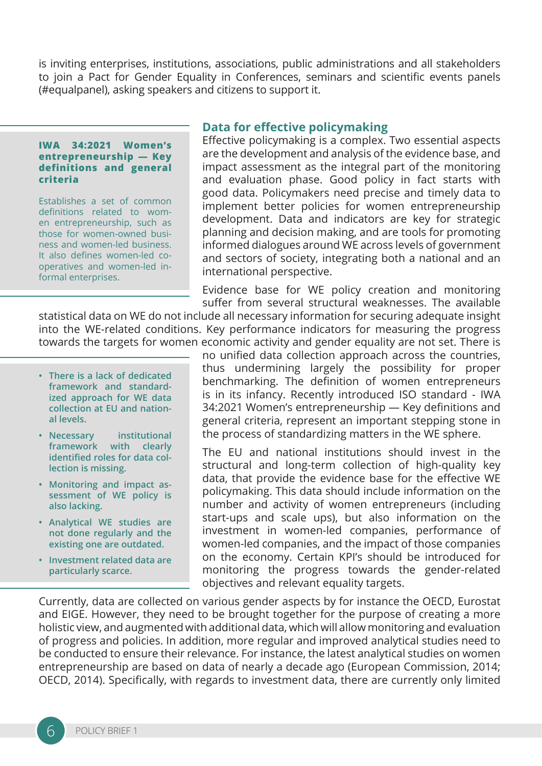is inviting enterprises, institutions, associations, public administrations and all stakeholders to join a Pact for Gender Equality in Conferences, seminars and scientific events panels (#equalpanel), asking speakers and citizens to support it.

**IWA 34:2021 Women's entrepreneurship — Key definitions and general criteria**

Establishes a set of common definitions related to women entrepreneurship, such as those for women-owned business and women-led business. It also defines women-led co-operatives and women-led informal enterprises.

## Data for effective policymaking

Effective policymaking is a complex. Two essential aspects are the development and analysis of the evidence base, and impact assessment as the integral part of the monitoring and evaluation phase. Good policy in fact starts with good data. Policymakers need precise and timely data to implement better policies for women entrepreneurship development. Data and indicators are key for strategic planning and decision making, and are tools for promoting informed dialogues around WE across levels of government and sectors of society, integrating both a national and an international perspective.

Evidence base for WE policy creation and monitoring suffer from several structural weaknesses. The available statistical data on WE do not include all necessary information for securing adequate insight into the WE-related conditions. Key performance indicators for measuring the progress towards the targets for women economic activity and gender equality are not set. There is no unified data collection approach across the countries, thus undermining largely the possibility for proper benchmarking. The definition of women entrepreneurs is in its infancy. Recently introduced ISO standard - IWA 34:2021 Women's entrepreneurship — Key definitions and general criteria, represent an important stepping stone in the process of standardizing matters in the WE sphere.

- **There is a lack of dedicated framework and standardized approach for WE data collection at EU and national levels.**
- **Necessary institutional framework with clearly identified roles for data collection is missing.**
- **Monitoring and impact assessment of WE policy is also lacking.**
- **Analytical WE studies are not done regularly and the existing one are outdated.**
- **Investment related data are particularly scarce.**

The EU and national institutions should invest in the structural and long-term collection of high-quality key data, that provide the evidence base for the effective WE policymaking. This data should include information on the number and activity of women entrepreneurs (including start-ups and scale ups), but also information on the investment in women-led companies, performance of women-led companies, and the impact of those companies on the economy. Certain KPI's should be introduced for monitoring the progress towards the gender-related objectives and relevant equality targets.

Currently, data are collected on various gender aspects by for instance the OECD, Eurostat and EIGE. However, they need to be brought together for the purpose of creating a more holistic view, and augmented with additional data, which will allow monitoring and evaluation of progress and policies. In addition, more regular and improved analytical studies need to be conducted to ensure their relevance. For instance, the latest analytical studies on women entrepreneurship are based on data of nearly a decade ago (European Commission, 2014; OECD, 2014). Specifically, with regards to investment data, there are currently only limited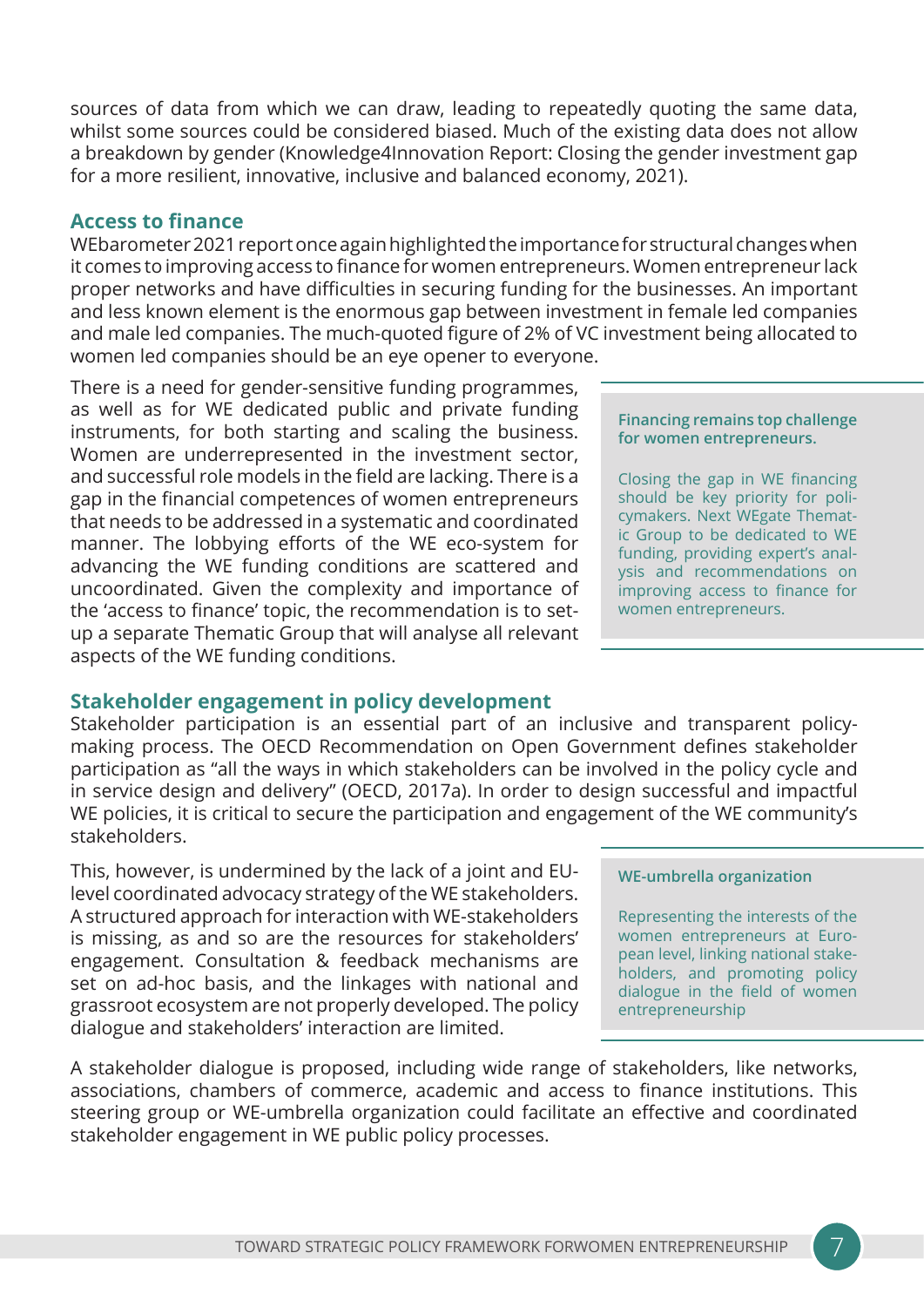sources of data from which we can draw, leading to repeatedly quoting the same data, whilst some sources could be considered biased. Much of the existing data does not allow a breakdown by gender (Knowledge4Innovation Report: Closing the gender investment gap for a more resilient, innovative, inclusive and balanced economy, 2021).

## Access to finance

WEbarometer 2021 report once again highlighted the importance for structural changes when it comes to improving access to finance for women entrepreneurs. Women entrepreneur lack proper networks and have difficulties in securing funding for the businesses. An important and less known element is the enormous gap between investment in female led companies and male led companies. The much-quoted figure of 2% of VC investment being allocated to women led companies should be an eye opener to everyone.

There is a need for gender-sensitive funding programmes, as well as for WE dedicated public and private funding instruments, for both starting and scaling the business. Women are underrepresented in the investment sector, and successful role models in the field are lacking. There is a gap in the financial competences of women entrepreneurs that needs to be addressed in a systematic and coordinated manner. The lobbying efforts of the WE eco-system for advancing the WE funding conditions are scattered and uncoordinated. Given the complexity and importance of the 'access to finance' topic, the recommendation is to set-up a separate Thematic Group that will analyse all relevant aspects of the WE funding conditions.

> **Financing remains top challenge for women entrepreneurs.**
>
> Closing the gap in WE financing should be key priority for policymakers. Next WEgate Thematic Group to be dedicated to WE funding, providing expert's analysis and recommendations on improving access to finance for women entrepreneurs.

## Stakeholder engagement in policy development

Stakeholder participation is an essential part of an inclusive and transparent policy-making process. The OECD Recommendation on Open Government defines stakeholder participation as "all the ways in which stakeholders can be involved in the policy cycle and in service design and delivery" (OECD, 2017a). In order to design successful and impactful WE policies, it is critical to secure the participation and engagement of the WE community's stakeholders.

This, however, is undermined by the lack of a joint and EU-level coordinated advocacy strategy of the WE stakeholders. A structured approach for interaction with WE-stakeholders is missing, as and so are the resources for stakeholders' engagement. Consultation & feedback mechanisms are set on ad-hoc basis, and the linkages with national and grassroot ecosystem are not properly developed. The policy dialogue and stakeholders' interaction are limited.

> **WE-umbrella organization**
>
> Representing the interests of the women entrepreneurs at European level, linking national stakeholders, and promoting policy dialogue in the field of women entrepreneurship

A stakeholder dialogue is proposed, including wide range of stakeholders, like networks, associations, chambers of commerce, academic and access to finance institutions. This steering group or WE-umbrella organization could facilitate an effective and coordinated stakeholder engagement in WE public policy processes.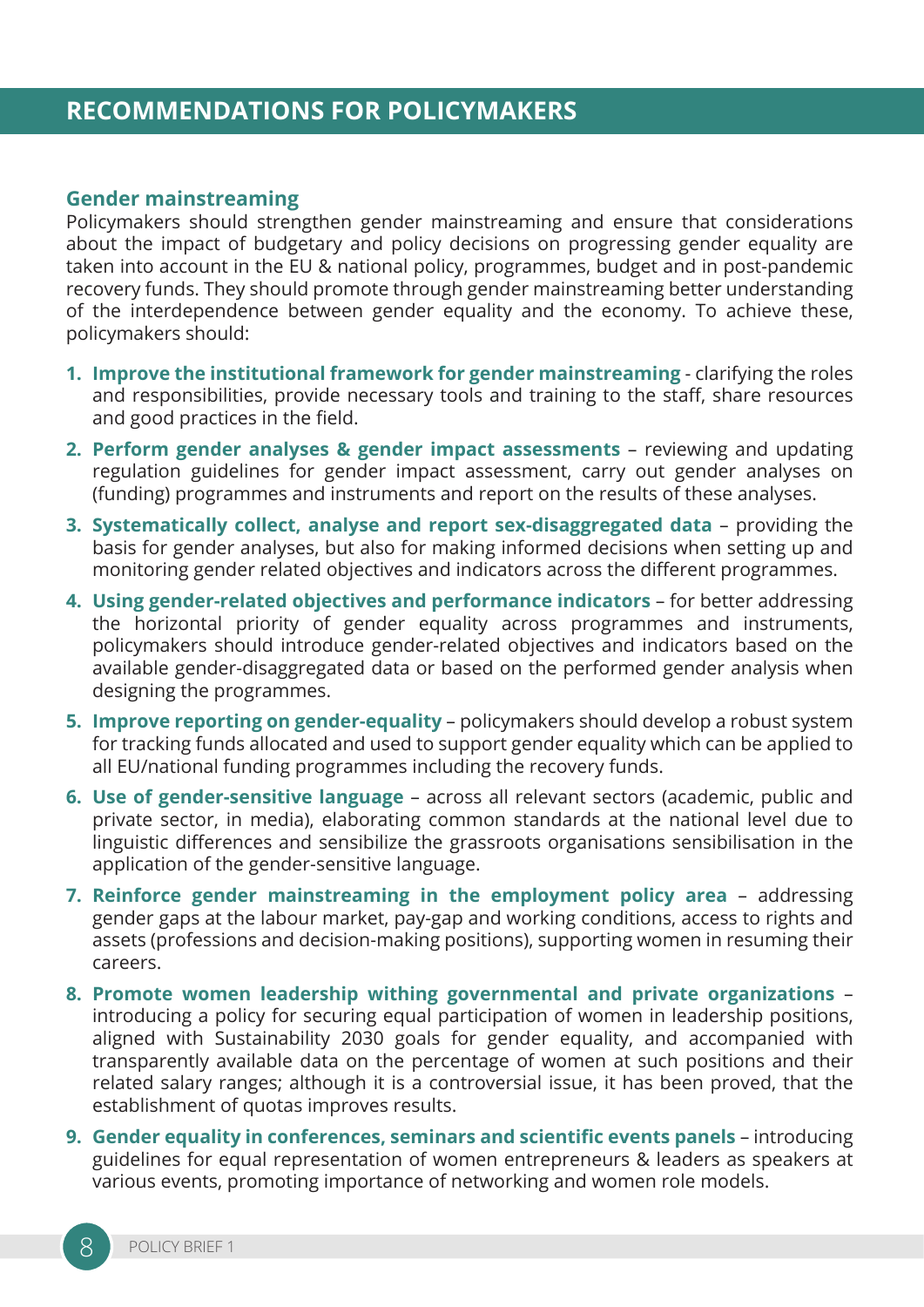# RECOMMENDATIONS FOR POLICYMAKERS

## Gender mainstreaming

Policymakers should strengthen gender mainstreaming and ensure that considerations about the impact of budgetary and policy decisions on progressing gender equality are taken into account in the EU & national policy, programmes, budget and in post-pandemic recovery funds. They should promote through gender mainstreaming better understanding of the interdependence between gender equality and the economy. To achieve these, policymakers should:

1. **Improve the institutional framework for gender mainstreaming** - clarifying the roles and responsibilities, provide necessary tools and training to the staff, share resources and good practices in the field.
2. **Perform gender analyses & gender impact assessments** – reviewing and updating regulation guidelines for gender impact assessment, carry out gender analyses on (funding) programmes and instruments and report on the results of these analyses.
3. **Systematically collect, analyse and report sex-disaggregated data** – providing the basis for gender analyses, but also for making informed decisions when setting up and monitoring gender related objectives and indicators across the different programmes.
4. **Using gender-related objectives and performance indicators** – for better addressing the horizontal priority of gender equality across programmes and instruments, policymakers should introduce gender-related objectives and indicators based on the available gender-disaggregated data or based on the performed gender analysis when designing the programmes.
5. **Improve reporting on gender-equality** – policymakers should develop a robust system for tracking funds allocated and used to support gender equality which can be applied to all EU/national funding programmes including the recovery funds.
6. **Use of gender-sensitive language** – across all relevant sectors (academic, public and private sector, in media), elaborating common standards at the national level due to linguistic differences and sensibilize the grassroots organisations sensibilisation in the application of the gender-sensitive language.
7. **Reinforce gender mainstreaming in the employment policy area** – addressing gender gaps at the labour market, pay-gap and working conditions, access to rights and assets (professions and decision-making positions), supporting women in resuming their careers.
8. **Promote women leadership withing governmental and private organizations** – introducing a policy for securing equal participation of women in leadership positions, aligned with Sustainability 2030 goals for gender equality, and accompanied with transparently available data on the percentage of women at such positions and their related salary ranges; although it is a controversial issue, it has been proved, that the establishment of quotas improves results.
9. **Gender equality in conferences, seminars and scientific events panels** – introducing guidelines for equal representation of women entrepreneurs & leaders as speakers at various events, promoting importance of networking and women role models.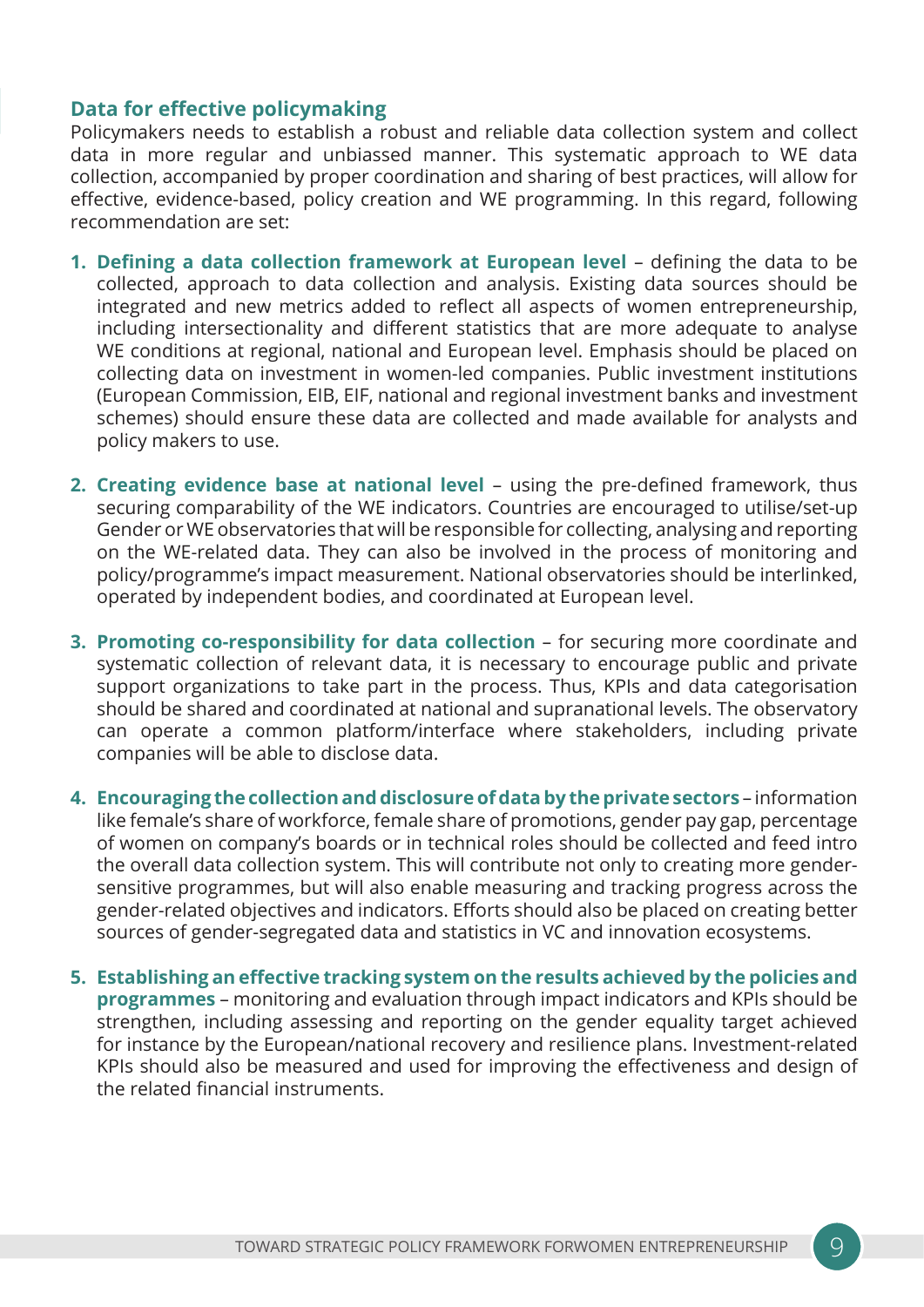## Data for effective policymaking

Policymakers needs to establish a robust and reliable data collection system and collect data in more regular and unbiassed manner. This systematic approach to WE data collection, accompanied by proper coordination and sharing of best practices, will allow for effective, evidence-based, policy creation and WE programming. In this regard, following recommendation are set:

1. **Defining a data collection framework at European level** – defining the data to be collected, approach to data collection and analysis. Existing data sources should be integrated and new metrics added to reflect all aspects of women entrepreneurship, including intersectionality and different statistics that are more adequate to analyse WE conditions at regional, national and European level. Emphasis should be placed on collecting data on investment in women-led companies. Public investment institutions (European Commission, EIB, EIF, national and regional investment banks and investment schemes) should ensure these data are collected and made available for analysts and policy makers to use.

2. **Creating evidence base at national level** – using the pre-defined framework, thus securing comparability of the WE indicators. Countries are encouraged to utilise/set-up Gender or WE observatories that will be responsible for collecting, analysing and reporting on the WE-related data. They can also be involved in the process of monitoring and policy/programme's impact measurement. National observatories should be interlinked, operated by independent bodies, and coordinated at European level.

3. **Promoting co-responsibility for data collection** – for securing more coordinate and systematic collection of relevant data, it is necessary to encourage public and private support organizations to take part in the process. Thus, KPIs and data categorisation should be shared and coordinated at national and supranational levels. The observatory can operate a common platform/interface where stakeholders, including private companies will be able to disclose data.

4. **Encouraging the collection and disclosure of data by the private sectors** – information like female's share of workforce, female share of promotions, gender pay gap, percentage of women on company's boards or in technical roles should be collected and feed intro the overall data collection system. This will contribute not only to creating more gender-sensitive programmes, but will also enable measuring and tracking progress across the gender-related objectives and indicators. Efforts should also be placed on creating better sources of gender-segregated data and statistics in VC and innovation ecosystems.

5. **Establishing an effective tracking system on the results achieved by the policies and programmes** – monitoring and evaluation through impact indicators and KPIs should be strengthen, including assessing and reporting on the gender equality target achieved for instance by the European/national recovery and resilience plans. Investment-related KPIs should also be measured and used for improving the effectiveness and design of the related financial instruments.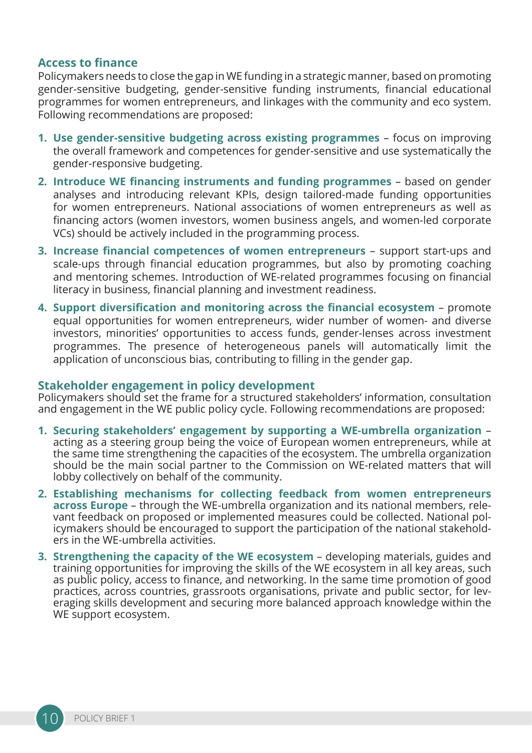## Access to finance

Policymakers needs to close the gap in WE funding in a strategic manner, based on promoting gender-sensitive budgeting, gender-sensitive funding instruments, financial educational programmes for women entrepreneurs, and linkages with the community and eco system. Following recommendations are proposed:

1. **Use gender-sensitive budgeting across existing programmes** – focus on improving the overall framework and competences for gender-sensitive and use systematically the gender-responsive budgeting.
2. **Introduce WE financing instruments and funding programmes** – based on gender analyses and introducing relevant KPIs, design tailored-made funding opportunities for women entrepreneurs. National associations of women entrepreneurs as well as financing actors (women investors, women business angels, and women-led corporate VCs) should be actively included in the programming process.
3. **Increase financial competences of women entrepreneurs** – support start-ups and scale-ups through financial education programmes, but also by promoting coaching and mentoring schemes. Introduction of WE-related programmes focusing on financial literacy in business, financial planning and investment readiness.
4. **Support diversification and monitoring across the financial ecosystem** – promote equal opportunities for women entrepreneurs, wider number of women- and diverse investors, minorities' opportunities to access funds, gender-lenses across investment programmes. The presence of heterogeneous panels will automatically limit the application of unconscious bias, contributing to filling in the gender gap.

## Stakeholder engagement in policy development

Policymakers should set the frame for a structured stakeholders' information, consultation and engagement in the WE public policy cycle. Following recommendations are proposed:

1. **Securing stakeholders' engagement by supporting a WE-umbrella organization** – acting as a steering group being the voice of European women entrepreneurs, while at the same time strengthening the capacities of the ecosystem. The umbrella organization should be the main social partner to the Commission on WE-related matters that will lobby collectively on behalf of the community.
2. **Establishing mechanisms for collecting feedback from women entrepreneurs across Europe** – through the WE-umbrella organization and its national members, relevant feedback on proposed or implemented measures could be collected. National policymakers should be encouraged to support the participation of the national stakeholders in the WE-umbrella activities.
3. **Strengthening the capacity of the WE ecosystem** – developing materials, guides and training opportunities for improving the skills of the WE ecosystem in all key areas, such as public policy, access to finance, and networking. In the same time promotion of good practices, across countries, grassroots organisations, private and public sector, for leveraging skills development and securing more balanced approach knowledge within the WE support ecosystem.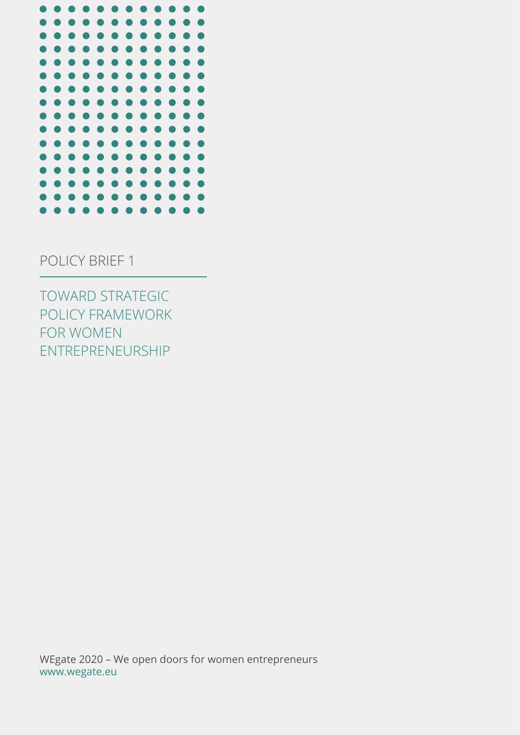POLICY BRIEF 1

# TOWARD STRATEGIC POLICY FRAMEWORK FOR WOMEN ENTREPRENEURSHIP

WEgate 2020 – We open doors for women entrepreneurs
www.wegate.eu